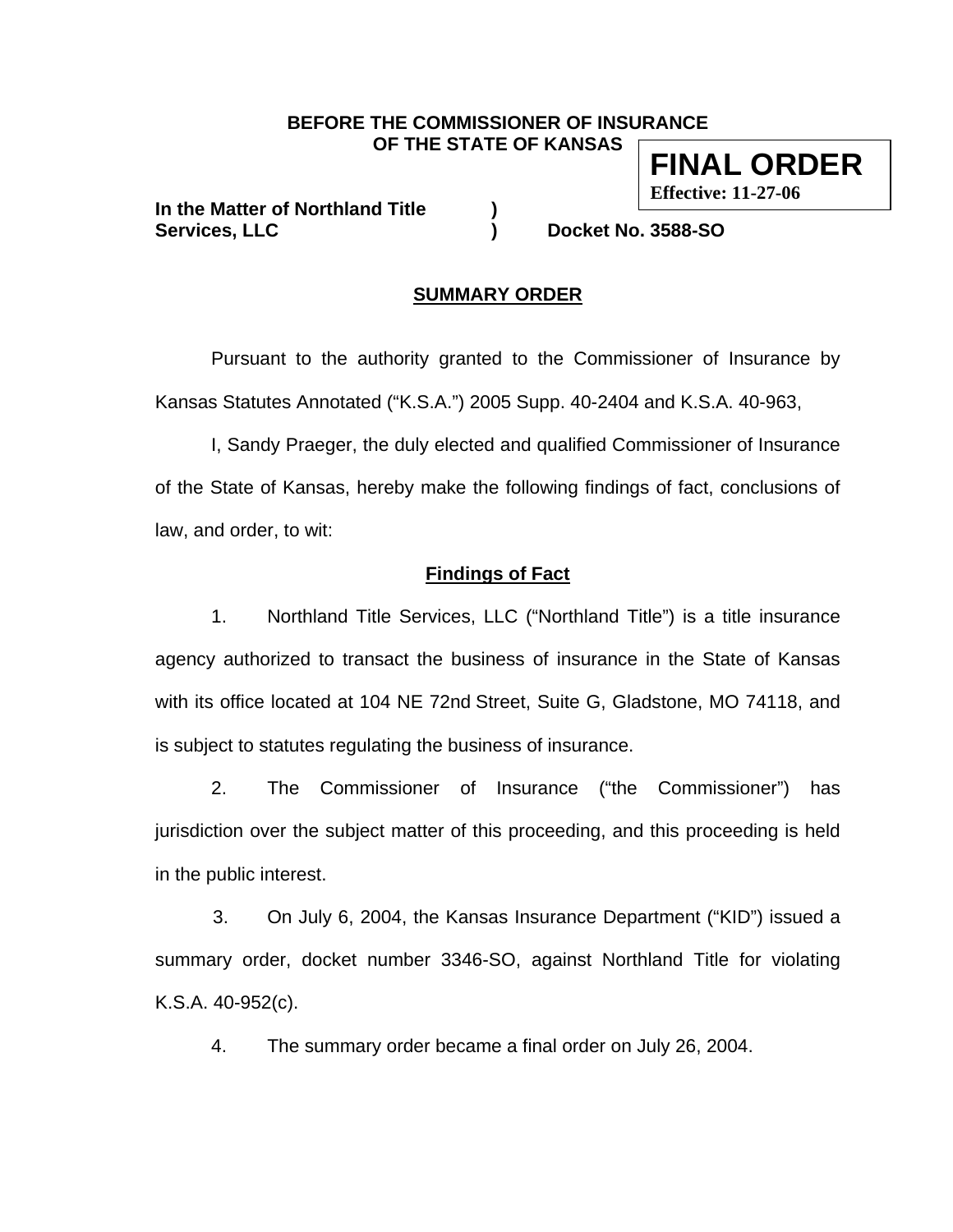**BEFORE THE COMMISSIONER OF INSURANCE OF THE STATE OF KANSAS**

**FINAL ORDER**
**Effective: 11-27-06**

**In the Matter of Northland Title Services, LLC ) Docket No. 3588-SO**

## SUMMARY ORDER

Pursuant to the authority granted to the Commissioner of Insurance by Kansas Statutes Annotated ("K.S.A.") 2005 Supp. 40-2404 and K.S.A. 40-963,

I, Sandy Praeger, the duly elected and qualified Commissioner of Insurance of the State of Kansas, hereby make the following findings of fact, conclusions of law, and order, to wit:

### Findings of Fact

1. Northland Title Services, LLC ("Northland Title") is a title insurance agency authorized to transact the business of insurance in the State of Kansas with its office located at 104 NE 72nd Street, Suite G, Gladstone, MO 74118, and is subject to statutes regulating the business of insurance.

2. The Commissioner of Insurance ("the Commissioner") has jurisdiction over the subject matter of this proceeding, and this proceeding is held in the public interest.

3. On July 6, 2004, the Kansas Insurance Department ("KID") issued a summary order, docket number 3346-SO, against Northland Title for violating K.S.A. 40-952(c).

4. The summary order became a final order on July 26, 2004.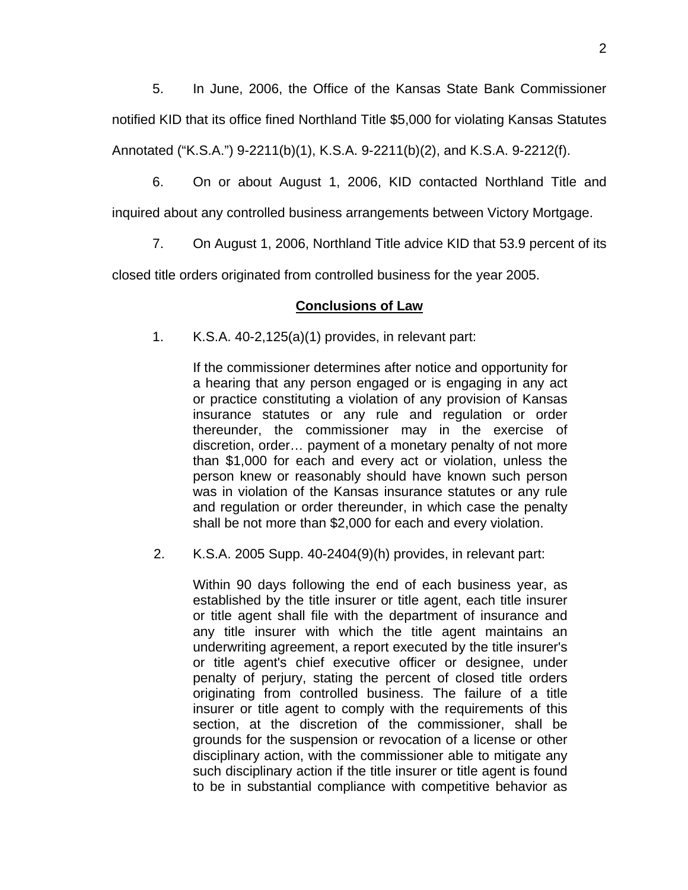5. In June, 2006, the Office of the Kansas State Bank Commissioner notified KID that its office fined Northland Title $5,000 for violating Kansas Statutes Annotated ("K.S.A.") 9-2211(b)(1), K.S.A. 9-2211(b)(2), and K.S.A. 9-2212(f).

6. On or about August 1, 2006, KID contacted Northland Title and inquired about any controlled business arrangements between Victory Mortgage.

7. On August 1, 2006, Northland Title advice KID that 53.9 percent of its closed title orders originated from controlled business for the year 2005.

## Conclusions of Law

1. K.S.A. 40-2,125(a)(1) provides, in relevant part:

> If the commissioner determines after notice and opportunity for a hearing that any person engaged or is engaging in any act or practice constituting a violation of any provision of Kansas insurance statutes or any rule and regulation or order thereunder, the commissioner may in the exercise of discretion, order… payment of a monetary penalty of not more than $1,000 for each and every act or violation, unless the person knew or reasonably should have known such person was in violation of the Kansas insurance statutes or any rule and regulation or order thereunder, in which case the penalty shall be not more than $2,000 for each and every violation.

2. K.S.A. 2005 Supp. 40-2404(9)(h) provides, in relevant part:

> Within 90 days following the end of each business year, as established by the title insurer or title agent, each title insurer or title agent shall file with the department of insurance and any title insurer with which the title agent maintains an underwriting agreement, a report executed by the title insurer's or title agent's chief executive officer or designee, under penalty of perjury, stating the percent of closed title orders originating from controlled business. The failure of a title insurer or title agent to comply with the requirements of this section, at the discretion of the commissioner, shall be grounds for the suspension or revocation of a license or other disciplinary action, with the commissioner able to mitigate any such disciplinary action if the title insurer or title agent is found to be in substantial compliance with competitive behavior as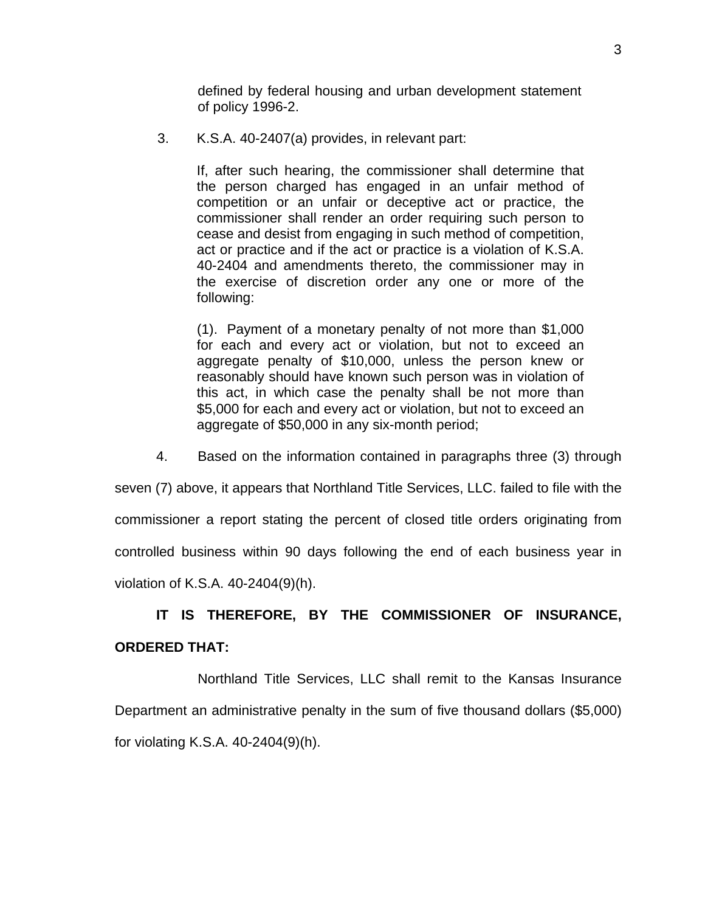> defined by federal housing and urban development statement of policy 1996-2.

3. K.S.A. 40-2407(a) provides, in relevant part:

> If, after such hearing, the commissioner shall determine that the person charged has engaged in an unfair method of competition or an unfair or deceptive act or practice, the commissioner shall render an order requiring such person to cease and desist from engaging in such method of competition, act or practice and if the act or practice is a violation of K.S.A. 40-2404 and amendments thereto, the commissioner may in the exercise of discretion order any one or more of the following:
>
> (1). Payment of a monetary penalty of not more than $1,000 for each and every act or violation, but not to exceed an aggregate penalty of $10,000, unless the person knew or reasonably should have known such person was in violation of this act, in which case the penalty shall be not more than $5,000 for each and every act or violation, but not to exceed an aggregate of $50,000 in any six-month period;

4. Based on the information contained in paragraphs three (3) through seven (7) above, it appears that Northland Title Services, LLC. failed to file with the commissioner a report stating the percent of closed title orders originating from controlled business within 90 days following the end of each business year in violation of K.S.A. 40-2404(9)(h).

**IT IS THEREFORE, BY THE COMMISSIONER OF INSURANCE, ORDERED THAT:**

Northland Title Services, LLC shall remit to the Kansas Insurance Department an administrative penalty in the sum of five thousand dollars ($5,000) for violating K.S.A. 40-2404(9)(h).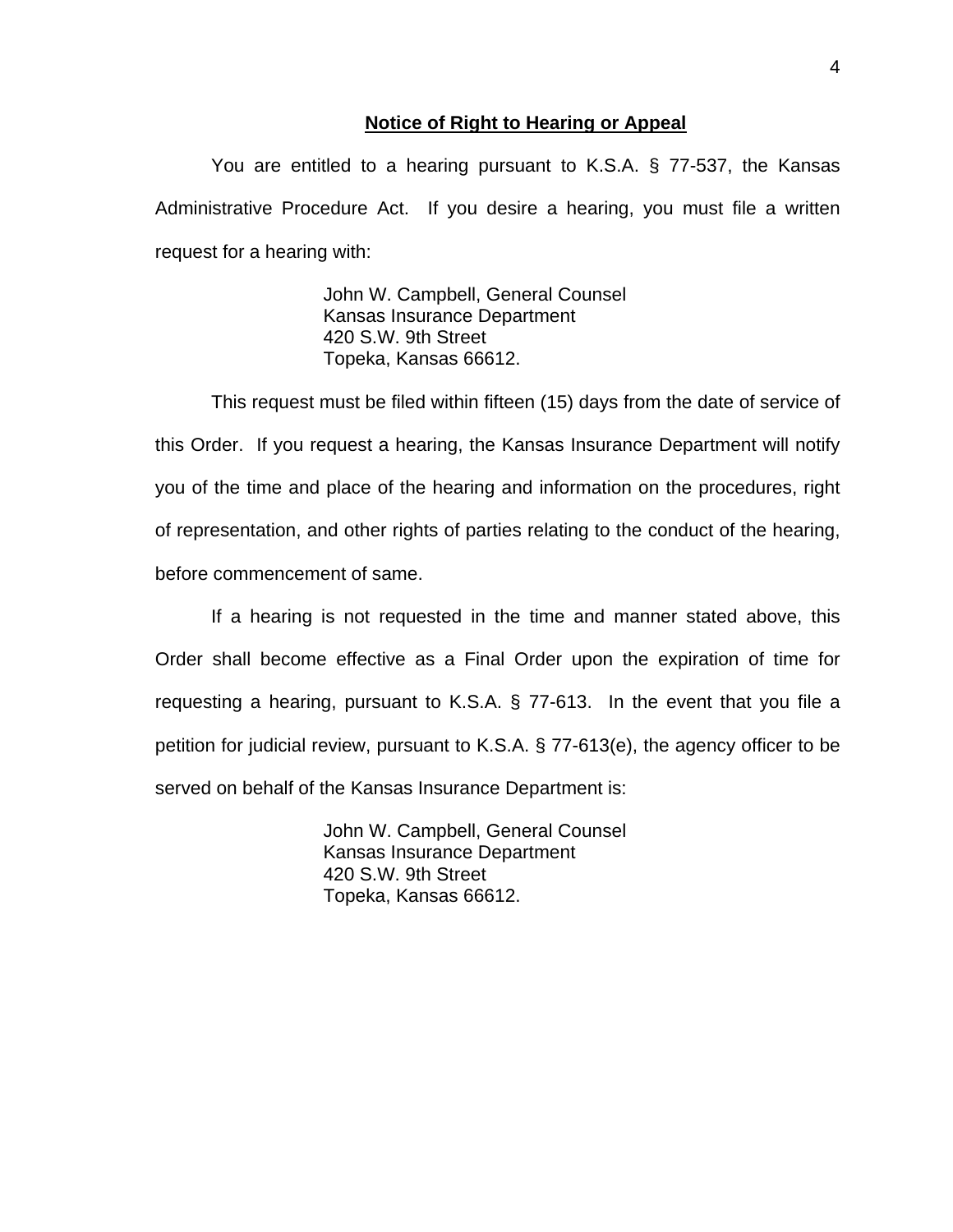**Notice of Right to Hearing or Appeal**

You are entitled to a hearing pursuant to K.S.A. § 77-537, the Kansas Administrative Procedure Act. If you desire a hearing, you must file a written request for a hearing with:

John W. Campbell, General Counsel
Kansas Insurance Department
420 S.W. 9th Street
Topeka, Kansas 66612.

This request must be filed within fifteen (15) days from the date of service of this Order. If you request a hearing, the Kansas Insurance Department will notify you of the time and place of the hearing and information on the procedures, right of representation, and other rights of parties relating to the conduct of the hearing, before commencement of same.

If a hearing is not requested in the time and manner stated above, this Order shall become effective as a Final Order upon the expiration of time for requesting a hearing, pursuant to K.S.A. § 77-613. In the event that you file a petition for judicial review, pursuant to K.S.A. § 77-613(e), the agency officer to be served on behalf of the Kansas Insurance Department is:

John W. Campbell, General Counsel
Kansas Insurance Department
420 S.W. 9th Street
Topeka, Kansas 66612.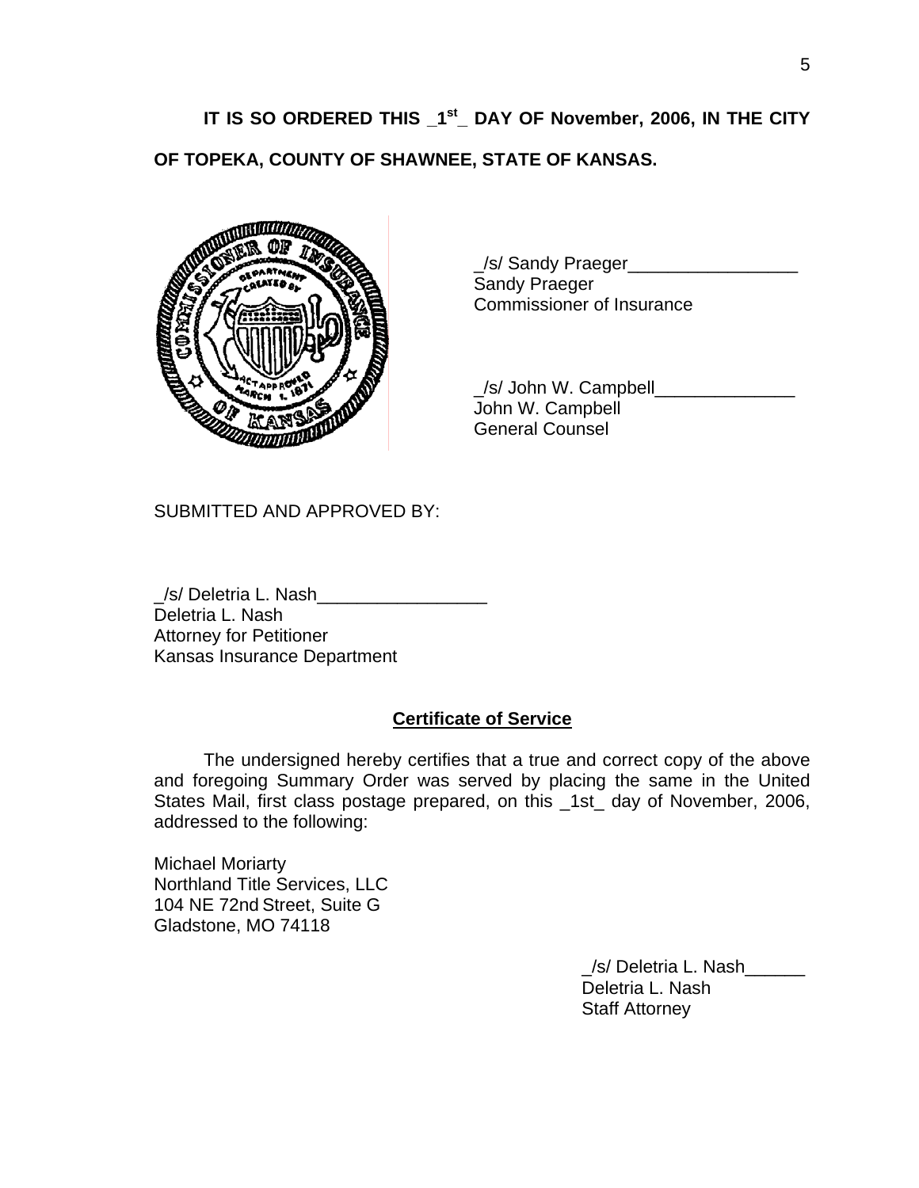**IT IS SO ORDERED THIS _1st_ DAY OF November, 2006, IN THE CITY OF TOPEKA, COUNTY OF SHAWNEE, STATE OF KANSAS.**

_/s/ Sandy Praeger_________________
Sandy Praeger
Commissioner of Insurance

_/s/ John W. Campbell______________
John W. Campbell
General Counsel

SUBMITTED AND APPROVED BY:

_/s/ Deletria L. Nash_________________
Deletria L. Nash
Attorney for Petitioner
Kansas Insurance Department

## **Certificate of Service**

The undersigned hereby certifies that a true and correct copy of the above and foregoing Summary Order was served by placing the same in the United States Mail, first class postage prepared, on this _1st_ day of November, 2006, addressed to the following:

Michael Moriarty
Northland Title Services, LLC
104 NE 72nd Street, Suite G
Gladstone, MO 74118

_/s/ Deletria L. Nash______
Deletria L. Nash
Staff Attorney